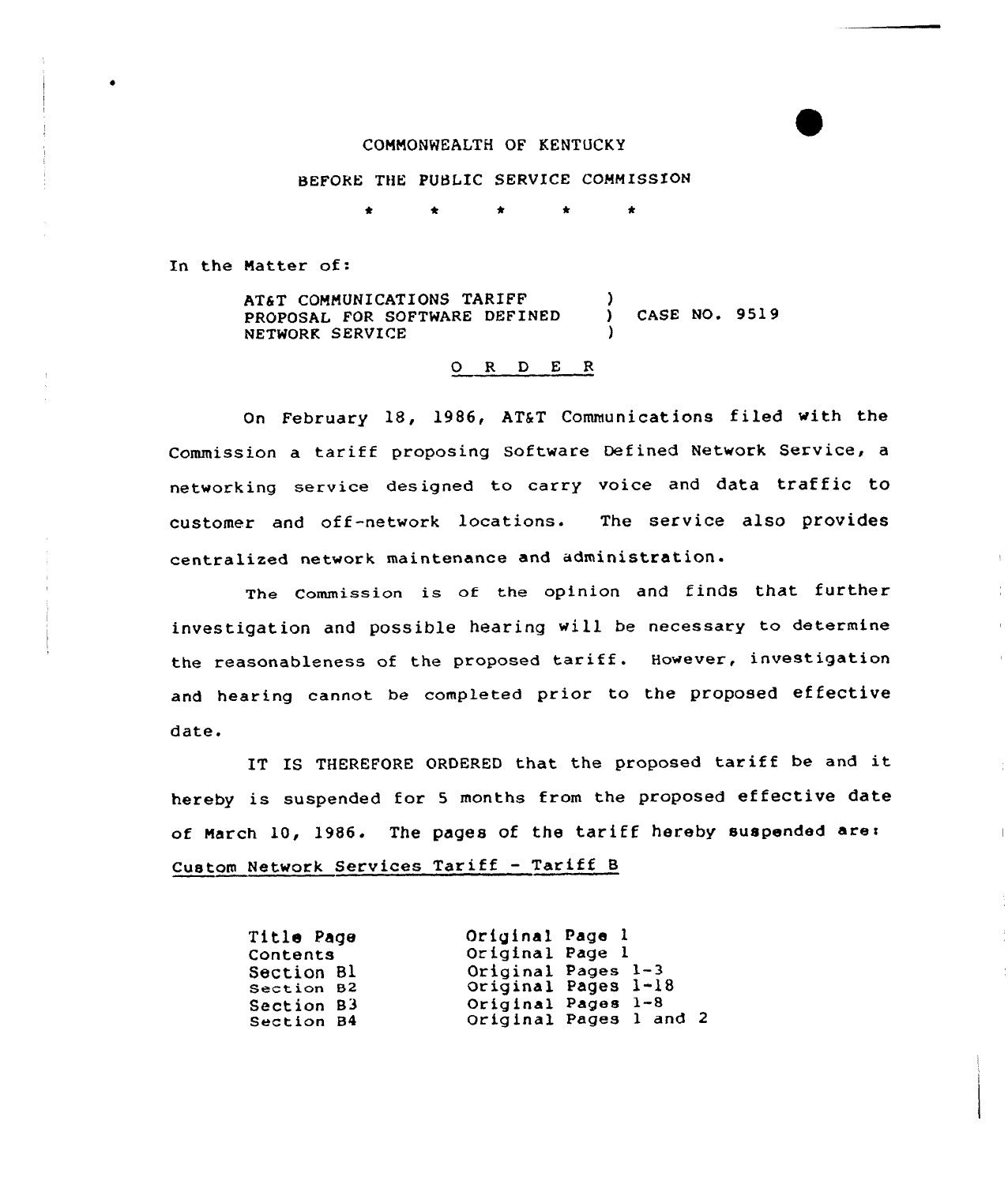COMMONWEALTH OF KENTUCKY

BEFORE THE PUBLIC SERVICE COMMISSION

\* \* \* \* \*

In the Matter of:

| | | |
|---|---|---|
| AT&T COMMUNICATIONS TARIFF PROPOSAL FOR SOFTWARE DEFINED NETWORK SERVICE | ) | CASE NO. 9519 |

O R D E R

On February 18, 1986, AT&T Communications filed with the Commission a tariff proposing Software Defined Network Service, a networking service designed to carry voice and data traffic to customer and off-network locations. The service also provides centralized network maintenance and administration.

The Commission is of the opinion and finds that further investigation and possible hearing will be necessary to determine the reasonableness of the proposed tariff. However, investigation and hearing cannot be completed prior to the proposed effective date.

IT IS THEREFORE ORDERED that the proposed tariff be and it hereby is suspended for 5 months from the proposed effective date of March 10, 1986. The pages of the tariff hereby suspended are: Custom Network Services Tariff - Tariff B

| | |
|---|---|
| Title Page | Original Page 1 |
| Contents | Original Page 1 |
| Section B1 | Original Pages 1-3 |
| Section B2 | Original Pages 1-18 |
| Section B3 | Original Pages 1-8 |
| Section B4 | Original Pages 1 and 2 |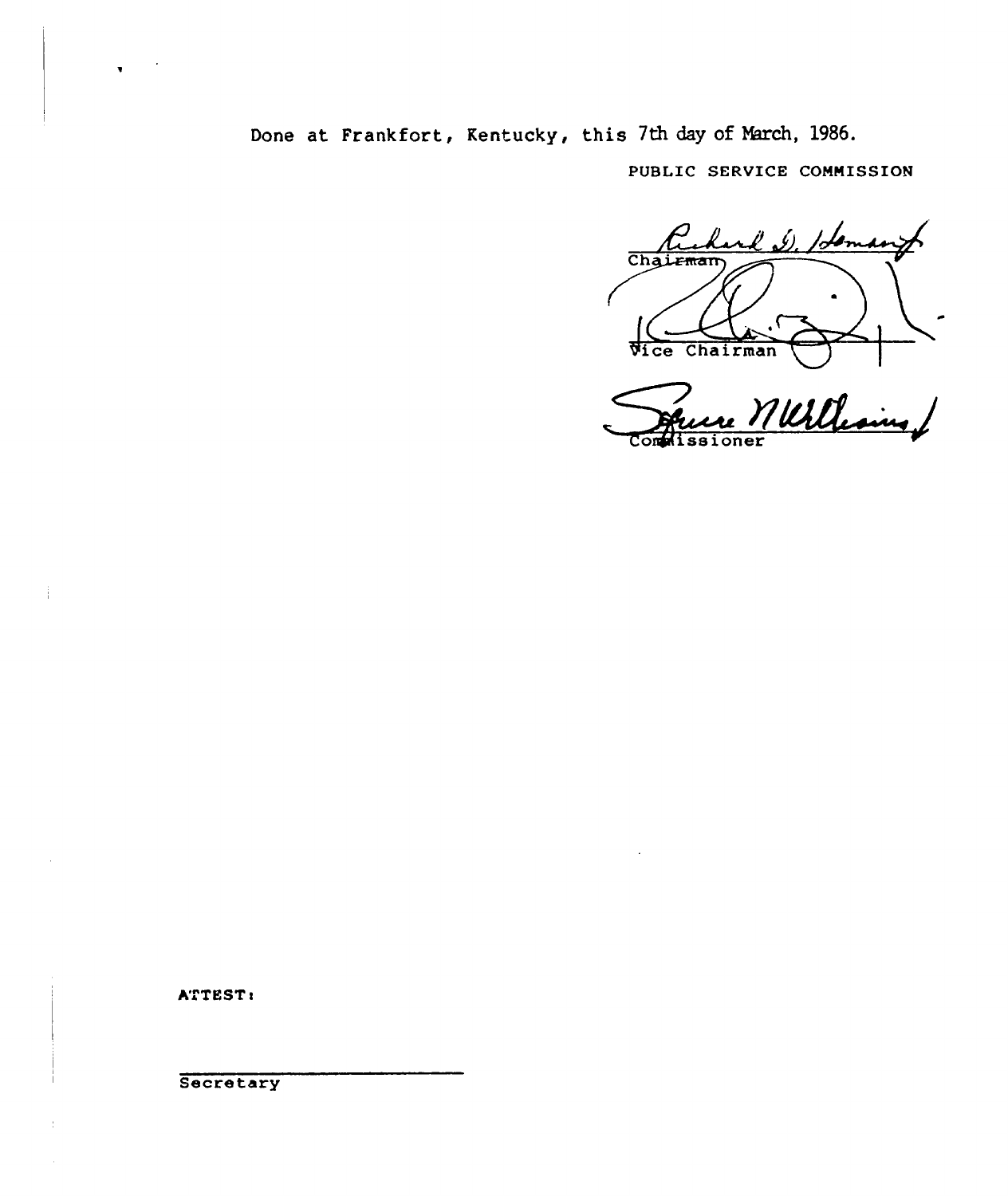Done at Frankfort, Kentucky, this 7th day of March, 1986.

PUBLIC SERVICE COMMISSION

Chairman

Vice Chairman

Commissioner

ATTEST:

Secretary